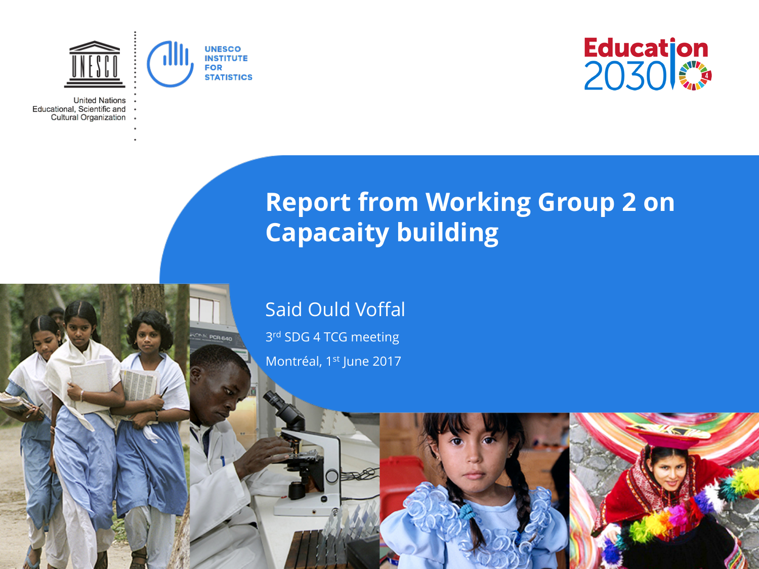United Nations Educational, Scientific and Cultural Organization

UNESCO INSTITUTE FOR STATISTICS

Education 2030

# Report from Working Group 2 on Capacaity building

Said Ould Voffal

3rd SDG 4 TCG meeting

Montréal, 1st June 2017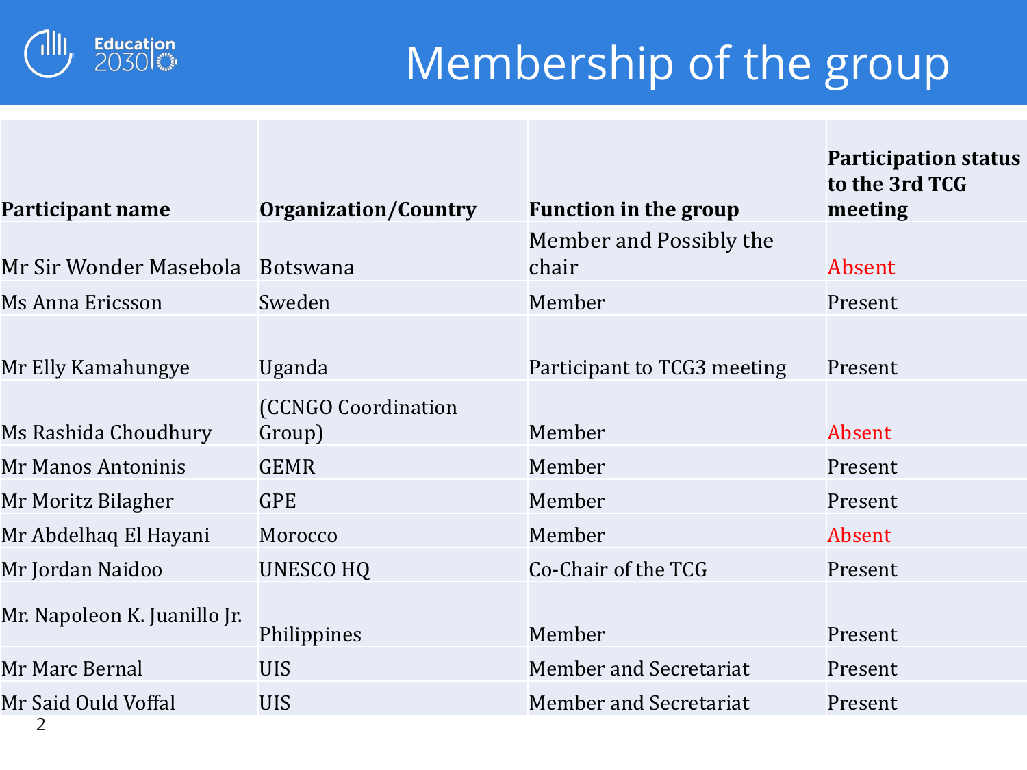# Membership of the group

| Participant name | Organization/Country | Function in the group | Participation status to the 3rd TCG meeting |
|---|---|---|---|
| Mr Sir Wonder Masebola | Botswana | Member and Possibly the chair | Absent |
| Ms Anna Ericsson | Sweden | Member | Present |
| Mr Elly Kamahungye | Uganda | Participant to TCG3 meeting | Present |
| Ms Rashida Choudhury | (CCNGO Coordination Group) | Member | Absent |
| Mr Manos Antoninis | GEMR | Member | Present |
| Mr Moritz Bilagher | GPE | Member | Present |
| Mr Abdelhaq El Hayani | Morocco | Member | Absent |
| Mr Jordan Naidoo | UNESCO HQ | Co-Chair of the TCG | Present |
| Mr. Napoleon K. Juanillo Jr. | Philippines | Member | Present |
| Mr Marc Bernal | UIS | Member and Secretariat | Present |
| Mr Said Ould Voffal | UIS | Member and Secretariat | Present |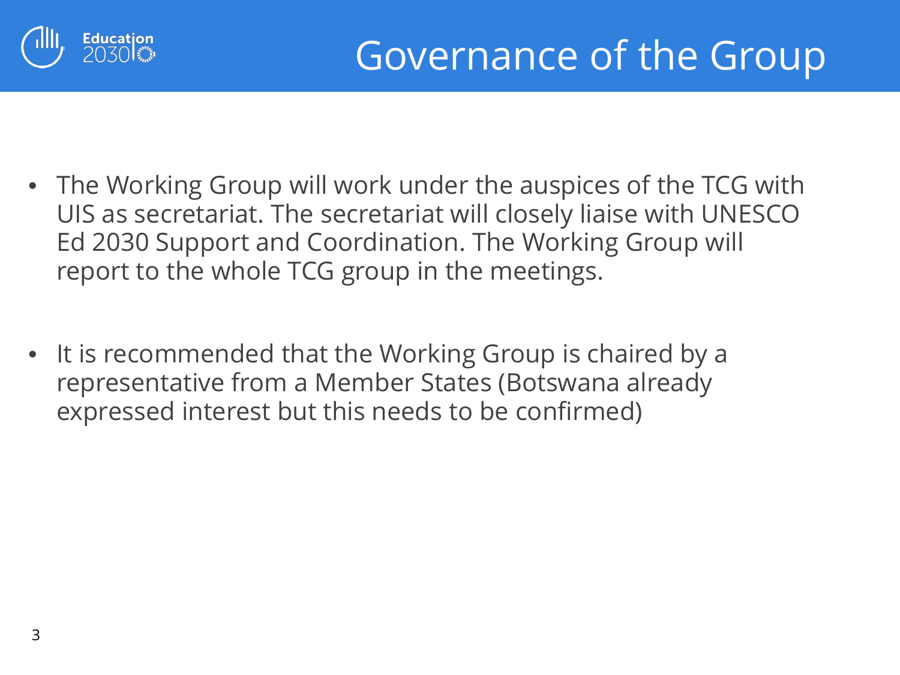# Governance of the Group

- The Working Group will work under the auspices of the TCG with UIS as secretariat. The secretariat will closely liaise with UNESCO Ed 2030 Support and Coordination. The Working Group will report to the whole TCG group in the meetings.

- It is recommended that the Working Group is chaired by a representative from a Member States (Botswana already expressed interest but this needs to be confirmed)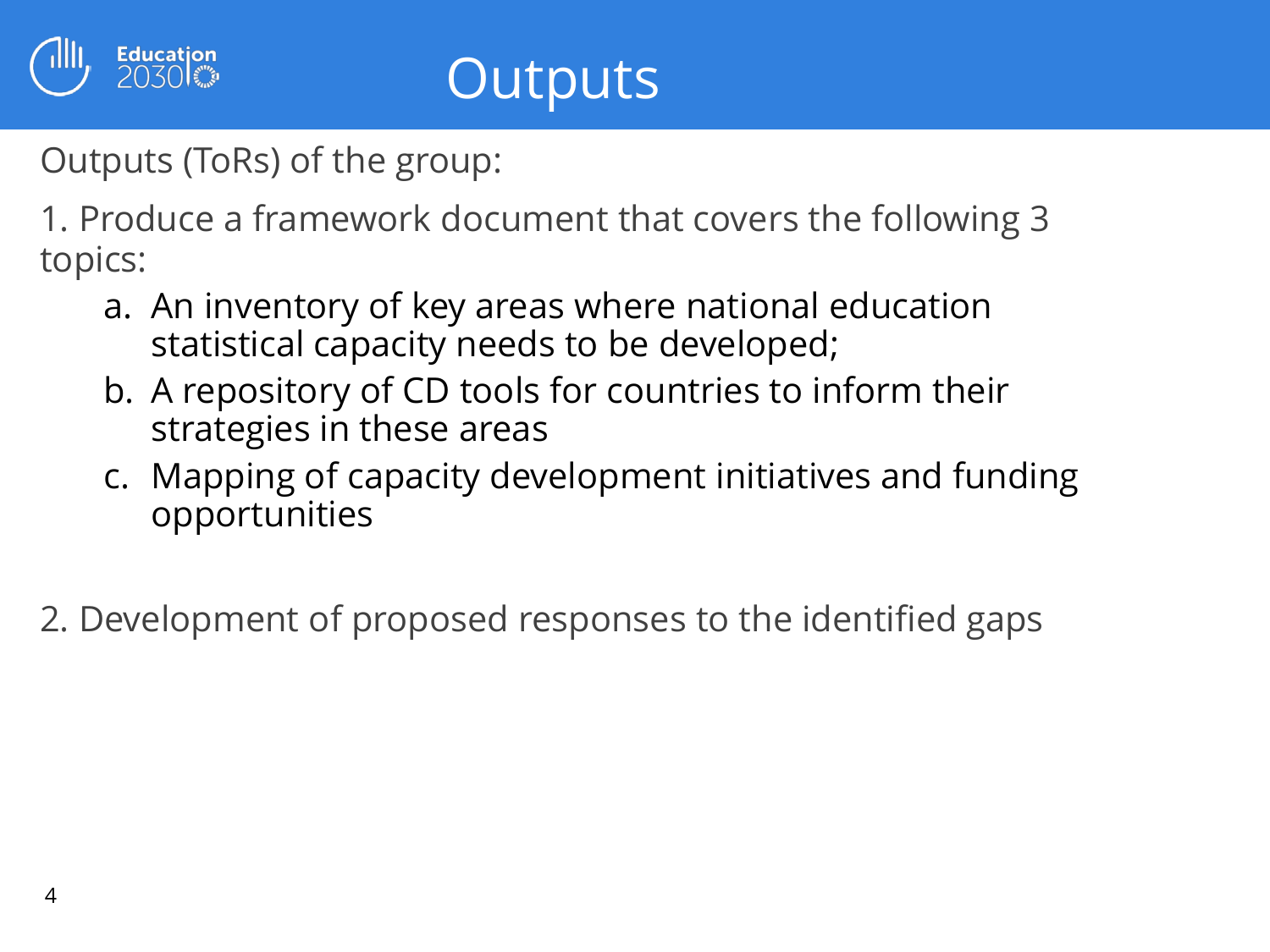# Outputs

Outputs (ToRs) of the group:

1. Produce a framework document that covers the following 3 topics:
    a. An inventory of key areas where national education statistical capacity needs to be developed;
    b. A repository of CD tools for countries to inform their strategies in these areas
    c. Mapping of capacity development initiatives and funding opportunities

2. Development of proposed responses to the identified gaps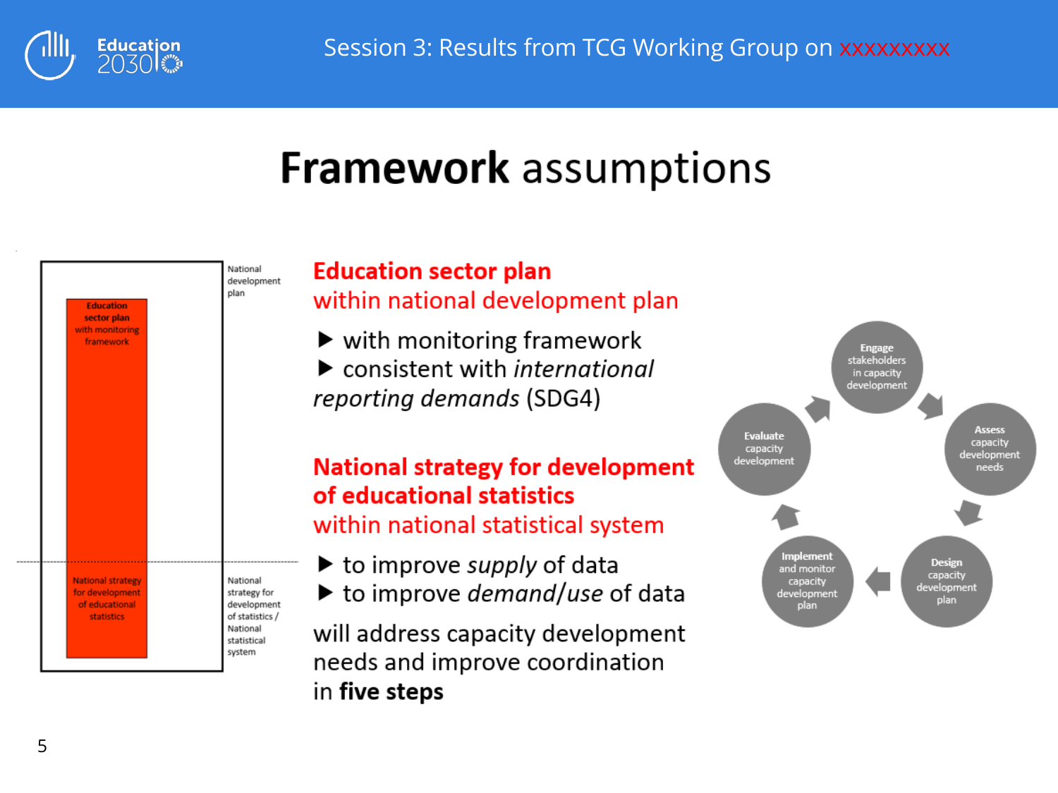# Framework assumptions

National development plan

Education sector plan with monitoring framework

National strategy for development of educational statistics

National strategy for development of statistics / National statistical system

## Education sector plan

within national development plan

- with monitoring framework
- consistent with *international reporting demands* (SDG4)

## National strategy for development of educational statistics

within national statistical system

- to improve *supply* of data
- to improve *demand/use* of data

will address capacity development needs and improve coordination in **five steps**

1. **Engage** stakeholders in capacity development
2. **Assess** capacity development needs
3. **Design** capacity development plan
4. **Implement** and monitor capacity development plan
5. **Evaluate** capacity development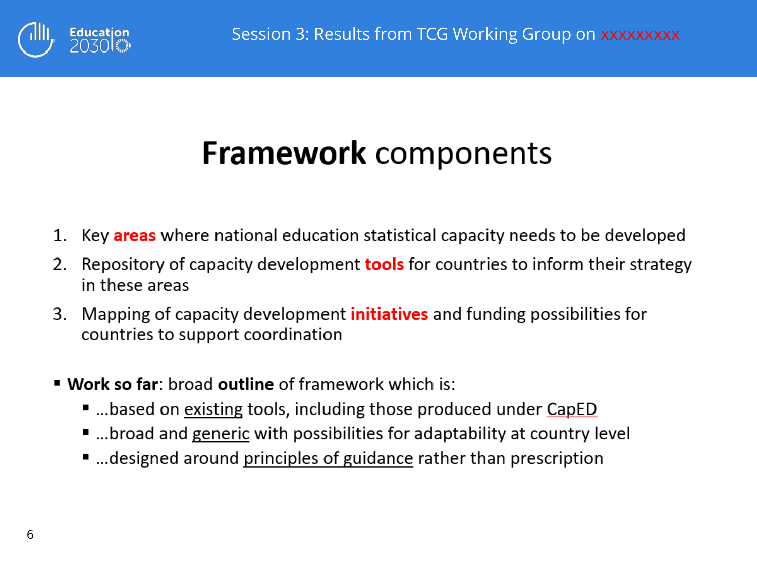Session 3: Results from TCG Working Group on xxxxxxxxx

# **Framework** components

1. Key **areas** where national education statistical capacity needs to be developed
2. Repository of capacity development **tools** for countries to inform their strategy in these areas
3. Mapping of capacity development **initiatives** and funding possibilities for countries to support coordination

- **Work so far**: broad **outline** of framework which is:
  - ...based on existing tools, including those produced under CapED
  - ...broad and generic with possibilities for adaptability at country level
  - ...designed around principles of guidance rather than prescription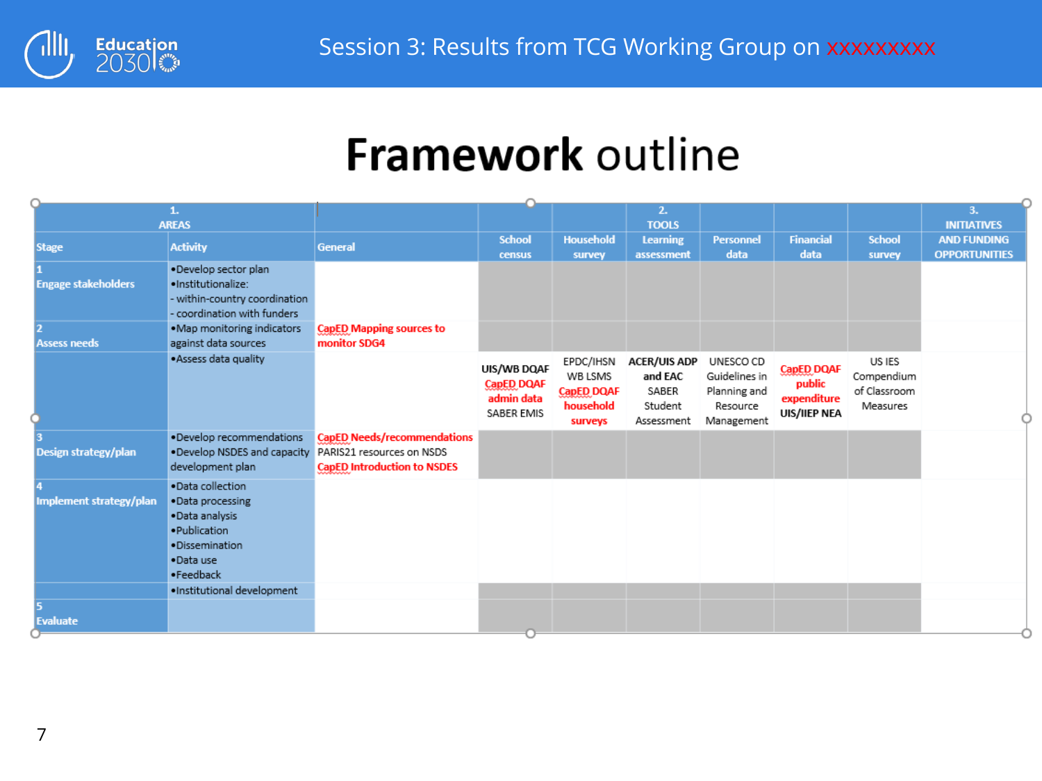Session 3: Results from TCG Working Group on xxxxxxxxx

# Framework outline

| 1. AREAS | | | 2. TOOLS | | | | | | 3. INITIATIVES AND FUNDING OPPORTUNITIES |
|---|---|---|---|---|---|---|---|---|---|
| Stage | Activity | General | School census | Household survey | Learning assessment | Personnel data | Financial data | School survey | |
| 1 Engage stakeholders | •Develop sector plan •Institutionalize: - within-country coordination - coordination with funders | | | | | | | | |
| 2 Assess needs | •Map monitoring indicators against data sources | CapED Mapping sources to monitor SDG4 | | | | | | | |
| | •Assess data quality | | UIS/WB DQAF CapED DQAF admin data SABER EMIS | EPDC/IHSN WB LSMS CapED DQAF household surveys | ACER/UIS ADP and EAC SABER Student Assessment | UNESCO CD Guidelines in Planning and Resource Management | CapED DQAF public expenditure UIS/IIEP NEA | US IES Compendium of Classroom Measures | |
| 3 Design strategy/plan | •Develop recommendations •Develop NSDES and capacity development plan | CapED Needs/recommendations PARIS21 resources on NSDS CapED Introduction to NSDES | | | | | | | |
| 4 Implement strategy/plan | •Data collection •Data processing •Data analysis •Publication •Dissemination •Data use •Feedback | | | | | | | | |
| | •Institutional development | | | | | | | | |
| 5 Evaluate | | | | | | | | | |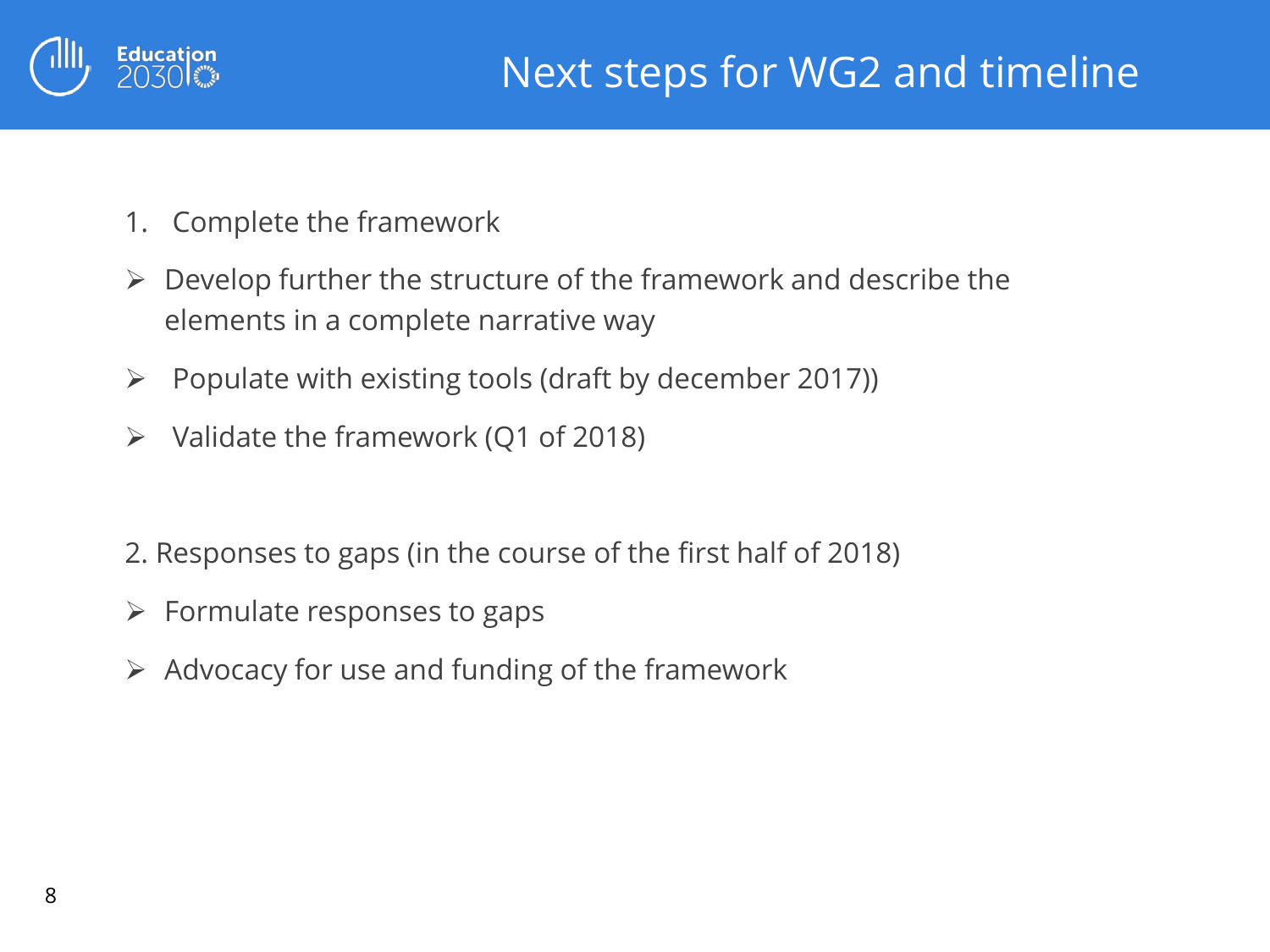# Next steps for WG2 and timeline

1. Complete the framework

- Develop further the structure of the framework and describe the elements in a complete narrative way
- Populate with existing tools (draft by december 2017))
- Validate the framework (Q1 of 2018)

2. Responses to gaps (in the course of the first half of 2018)

- Formulate responses to gaps
- Advocacy for use and funding of the framework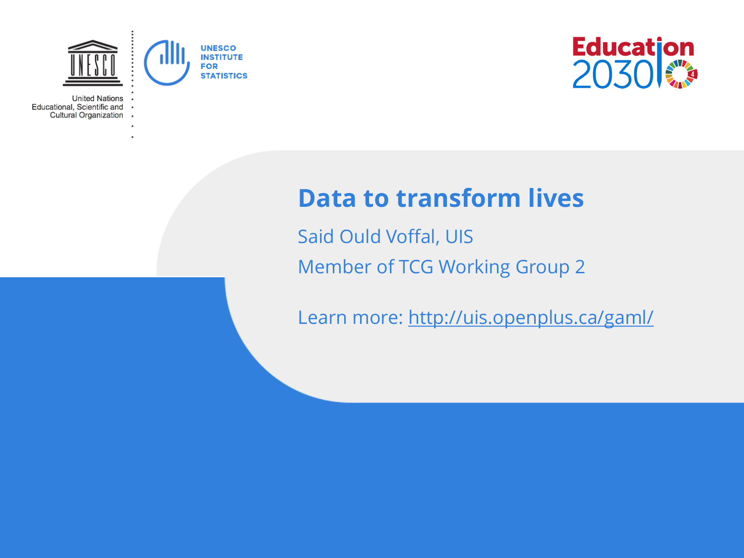United Nations Educational, Scientific and Cultural Organization

UNESCO INSTITUTE FOR STATISTICS

Education 2030

# Data to transform lives

Said Ould Voffal, UIS

Member of TCG Working Group 2

Learn more: http://uis.openplus.ca/gaml/